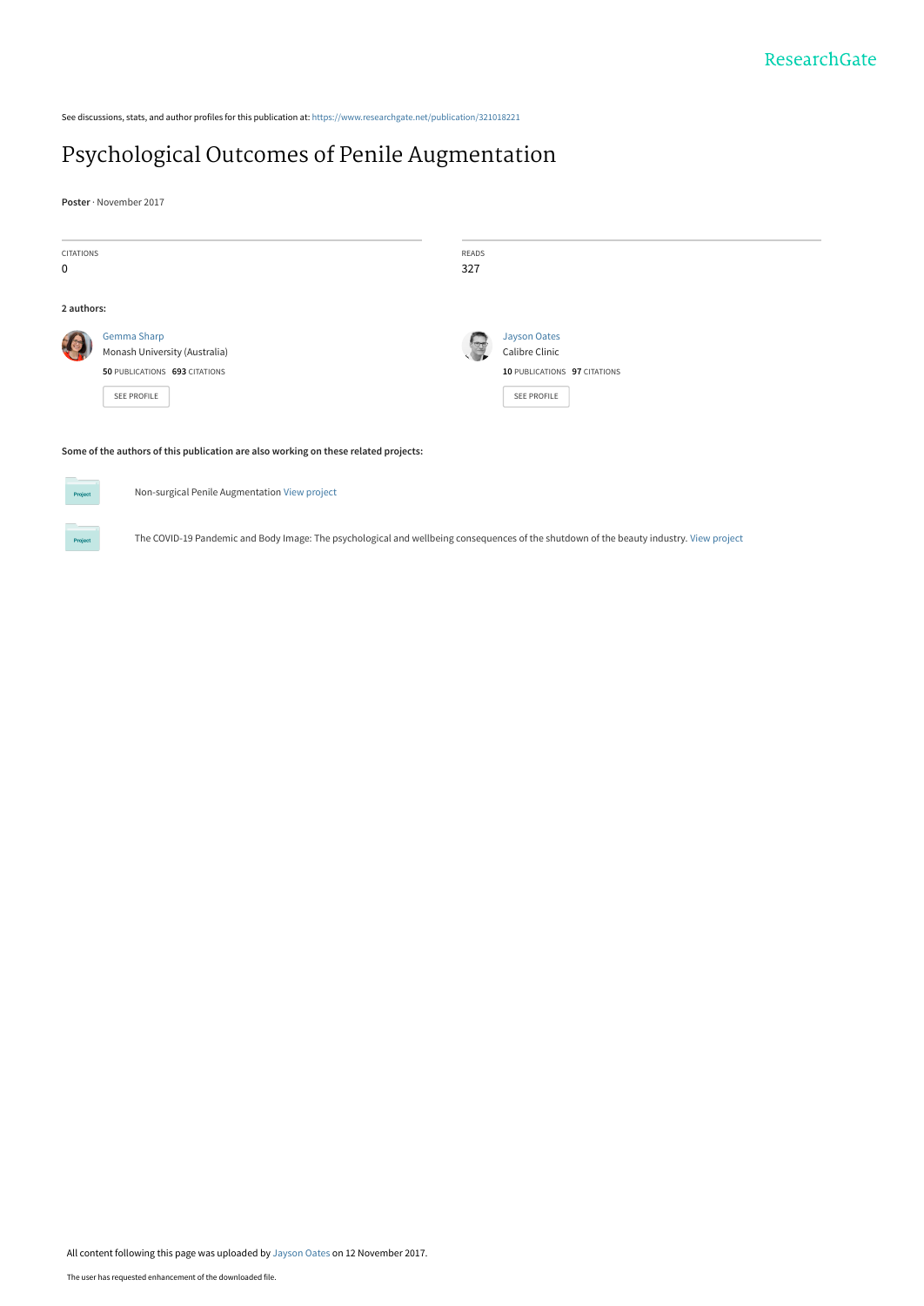ResearchGate

See discussions, stats, and author profiles for this publication at: https://www.researchgate.net/publication/321018221

# Psychological Outcomes of Penile Augmentation

**Poster** · November 2017

| CITATIONS | READS |
|---|---|
| 0 | 327 |

**2 authors:**

**Gemma Sharp**
Monash University (Australia)
**50** PUBLICATIONS **693** CITATIONS
SEE PROFILE

**Jayson Oates**
Calibre Clinic
**10** PUBLICATIONS **97** CITATIONS
SEE PROFILE

**Some of the authors of this publication are also working on these related projects:**

Project: Non-surgical Penile Augmentation View project

Project: The COVID-19 Pandemic and Body Image: The psychological and wellbeing consequences of the shutdown of the beauty industry. View project

All content following this page was uploaded by Jayson Oates on 12 November 2017.

The user has requested enhancement of the downloaded file.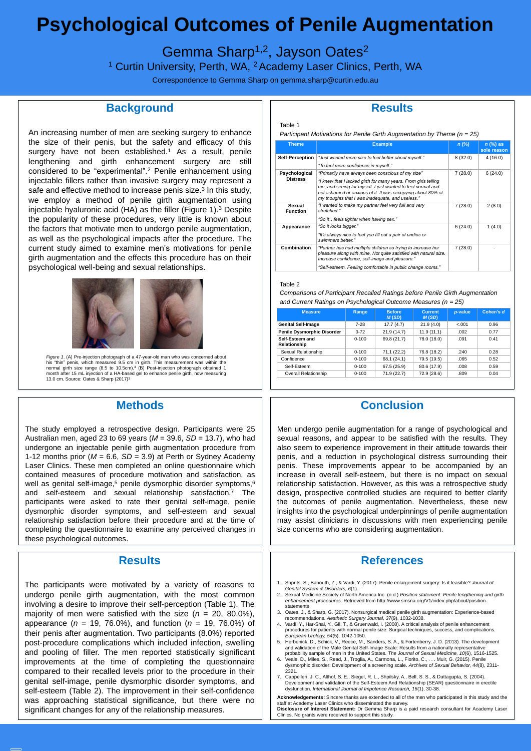# Psychological Outcomes of Penile Augmentation

Gemma Sharp[1,2], Jayson Oates[2]

[1] Curtin University, Perth, WA, [2] Academy Laser Clinics, Perth, WA

Correspondence to Gemma Sharp on gemma.sharp@curtin.edu.au

## Background

An increasing number of men are seeking surgery to enhance the size of their penis, but the safety and efficacy of this surgery have not been established.[1] As a result, penile lengthening and girth enhancement surgery are still considered to be "experimental".[2] Penile enhancement using injectable fillers rather than invasive surgery may represent a safe and effective method to increase penis size.[3] In this study, we employ a method of penile girth augmentation using injectable hyaluronic acid (HA) as the filler (Figure 1).[3] Despite the popularity of these procedures, very little is known about the factors that motivate men to undergo penile augmentation, as well as the psychological impacts after the procedure. The current study aimed to examine men's motivations for penile girth augmentation and the effects this procedure has on their psychological well-being and sexual relationships.

*Figure 1*. (A) Pre-injection photograph of a 47-year-old man who was concerned about his "thin" penis, which measured 9.5 cm in girth. This measurement was within the normal girth size range (8.5 to 10.5cm).[4] (B) Post-injection photograph obtained 1 month after 15 mL injection of a HA-based gel to enhance penile girth, now measuring 13.0 cm. Source: Oates & Sharp (2017)[3]

## Methods

The study employed a retrospective design. Participants were 25 Australian men, aged 23 to 69 years ($M$ = 39.6, $SD$ = 13.7), who had undergone an injectable penile girth augmentation procedure from 1-12 months prior ($M$ = 6.6, $SD$ = 3.9) at Perth or Sydney Academy Laser Clinics. These men completed an online questionnaire which contained measures of procedure motivation and satisfaction, as well as genital self-image,[5] penile dysmorphic disorder symptoms,[6] and self-esteem and sexual relationship satisfaction.[7] The participants were asked to rate their genital self-image, penile dysmorphic disorder symptoms, and self-esteem and sexual relationship satisfaction before their procedure and at the time of completing the questionnaire to examine any perceived changes in these psychological outcomes.

## Results

The participants were motivated by a variety of reasons to undergo penile girth augmentation, with the most common involving a desire to improve their self-perception (Table 1). The majority of men were satisfied with the size ($n$ = 20, 80.0%), appearance ($n$ = 19, 76.0%), and function ($n$ = 19, 76.0%) of their penis after augmentation. Two participants (8.0%) reported post-procedure complications which included infection, swelling and pooling of filler. The men reported statistically significant improvements at the time of completing the questionnaire compared to their recalled levels prior to the procedure in their genital self-image, penile dysmorphic disorder symptoms, and self-esteem (Table 2). The improvement in their self-confidence was approaching statistical significance, but there were no significant changes for any of the relationship measures.

## Results

Table 1

*Participant Motivations for Penile Girth Augmentation by Theme (n = 25)*

| Theme | Example | n (%) | n (%) as sole reason |
|---|---|---|---|
| Self-Perception | *"Just wanted more size to feel better about myself."* *"To feel more confidence in myself."* | 8 (32.0) | 4 (16.0) |
| Psychological Distress | *"Primarily have always been conscious of my size"* *"I knew that I lacked girth for many years. From girls telling me, and seeing for myself. I just wanted to feel normal and not ashamed or anxious of it. It was occupying about 80% of my thoughts that I was inadequate, and useless."* | 7 (28.0) | 6 (24.0) |
| Sexual Function | *"I wanted to make my partner feel very full and very stretched."* *"So it…feels tighter when having sex."* | 7 (28.0) | 2 (8.0) |
| Appearance | *"So it looks bigger."* *"It's always nice to feel you fill out a pair of undies or swimmers better."* | 6 (24.0) | 1 (4.0) |
| Combination | *"Partner has had multiple children so trying to increase her pleasure along with mine. Not quite satisfied with natural size. Increase confidence, self-image and pleasure."* *"Self-esteem. Feeling comfortable in public change rooms."* | 7 (28.0) | - |

Table 2

*Comparisons of Participant Recalled Ratings before Penile Girth Augmentation and Current Ratings on Psychological Outcome Measures (n = 25)*

| Measure | Range | Before M (SD) | Current M (SD) | p-value | Cohen's d |
|---|---|---|---|---|---|
| **Genital Self-Image** | 7-28 | 17.7 (4.7) | 21.9 (4.0) | <.001 | 0.96 |
| **Penile Dysmorphic Disorder** | 0-72 | 21.9 (14.7) | 11.9 (11.1) | .002 | 0.77 |
| **Self-Esteem and Relationship** | 0-100 | 69.8 (21.7) | 78.0 (18.0) | .091 | 0.41 |
| Sexual Relationship | 0-100 | 71.1 (22.2) | 76.8 (18.2) | .240 | 0.28 |
| Confidence | 0-100 | 68.1 (24.1) | 79.5 (19.5) | .065 | 0.52 |
| Self-Esteem | 0-100 | 67.5 (25.9) | 80.6 (17.9) | .008 | 0.59 |
| Overall Relationship | 0-100 | 71.9 (22.7) | 72.9 (28.6) | .809 | 0.04 |

## Conclusion

Men undergo penile augmentation for a range of psychological and sexual reasons, and appear to be satisfied with the results. They also seem to experience improvement in their attitude towards their penis, and a reduction in psychological distress surrounding their penis. These improvements appear to be accompanied by an increase in overall self-esteem, but there is no impact on sexual relationship satisfaction. However, as this was a retrospective study design, prospective controlled studies are required to better clarify the outcomes of penile augmentation. Nevertheless, these new insights into the psychological underpinnings of penile augmentation may assist clinicians in discussions with men experiencing penile size concerns who are considering augmentation.

## References

1. Shprits, S., Bahouth, Z., & Vardi, Y. (2017). Penile enlargement surgery: Is it feasible? *Journal of Genital System & Disorders, 6*(1).
2. Sexual Medicine Society of North America Inc. (n.d.) *Position statement: Penile lengthening and girth enhancement procedures*. Retrieved from http://www.smsna.org/V1/index.php/about/position-statements
3. Oates, J., & Sharp, G. (2017). Nonsurgical medical penile girth augmentation: Experience-based recommendations. *Aesthetic Surgery Journal, 37*(9), 1032-1038.
4. Vardi, Y., Har-Shai, Y., Gil, T., & Gruenwald, I. (2008). A critical analysis of penile enhancement procedures for patients with normal penile size: Surgical techniques, success, and complications. *European Urology, 54*(5), 1042-1050.
5. Herbenick, D., Schick, V., Reece, M., Sanders, S. A., & Fortenberry, J. D. (2013). The development and validation of the Male Genital Self-Image Scale: Results from a nationally representative probability sample of men in the United States. *The Journal of Sexual Medicine, 10*(6), 1516-1525.
6. Veale, D., Miles, S., Read, J., Troglia, A., Carmona, L., Fiorito, C., . . . Muir, G. (2015). Penile dysmorphic disorder: Development of a screening scale. *Archives of Sexual Behavior, 44*(8), 2311-2321.
7. Cappelleri, J. C., Althof, S. E., Siegel, R. L., Shpilsky, A., Bell, S. S., & Duttagupta, S. (2004). Development and validation of the Self-Esteem And Relationship (SEAR) questionnaire in erectile dysfunction. *International Journal of Impotence Research, 16*(1), 30-38.

**Acknowledgements:** Sincere thanks are extended to all of the men who participated in this study and the staff at Academy Laser Clinics who disseminated the survey.

**Disclosure of Interest Statement:** Dr Gemma Sharp is a paid research consultant for Academy Laser Clinics. No grants were received to support this study.